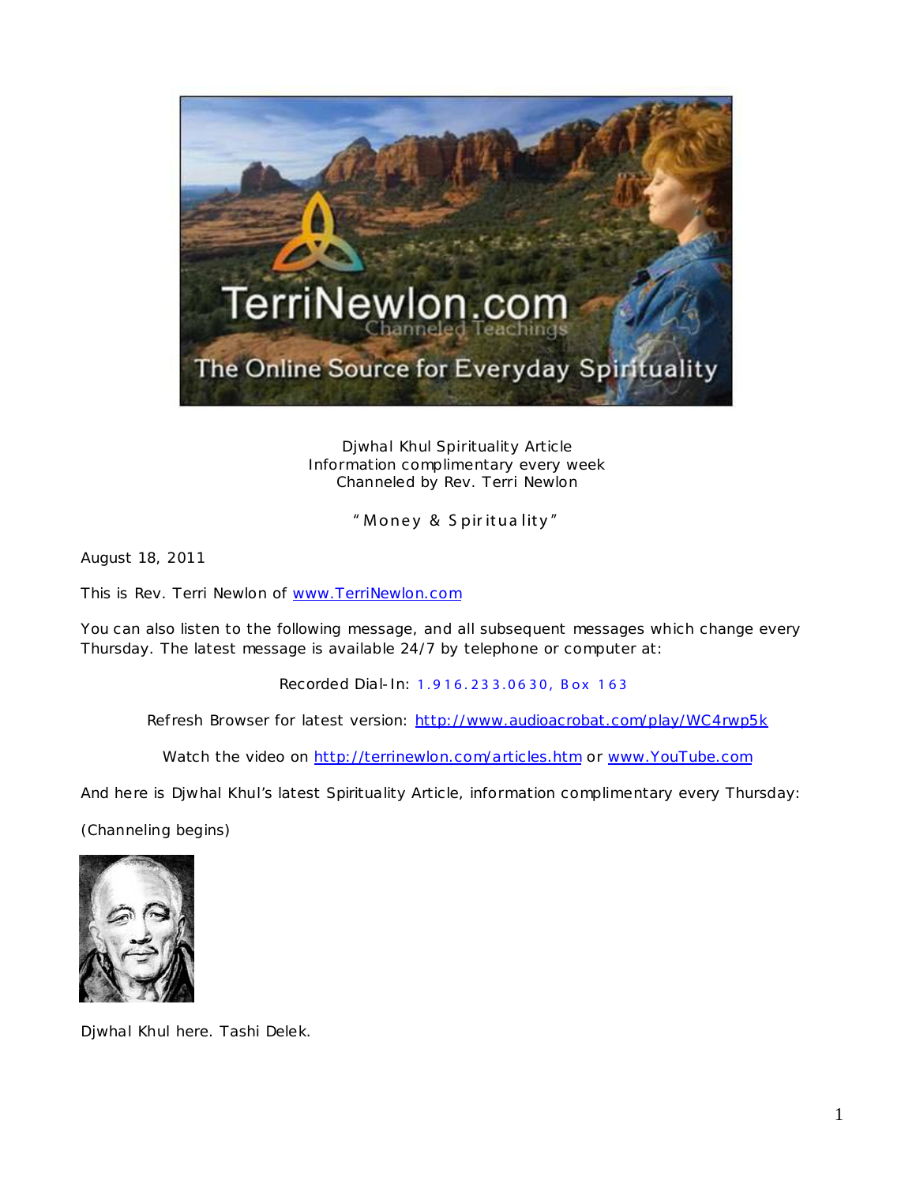Djwhal Khul Spirituality Article
Information complimentary every week
Channeled by Rev. Terri Newlon

"Money & Spirituality"

August 18, 2011

This is Rev. Terri Newlon of [www.TerriNewlon.com](http://www.TerriNewlon.com)

You can also listen to the following message, and all subsequent messages which change every Thursday. The latest message is available 24/7 by telephone or computer at:

Recorded Dial-In: 1.916.233.0630, Box 163

Refresh Browser for latest version: [http://www.audioacrobat.com/play/WC4rwp5k](http://www.audioacrobat.com/play/WC4rwp5k)

Watch the video on [http://terrinewlon.com/articles.htm](http://terrinewlon.com/articles.htm) or [www.YouTube.com](http://www.YouTube.com)

And here is Djwhal Khul's latest Spirituality Article, information complimentary every Thursday:

(Channeling begins)

Djwhal Khul here. Tashi Delek.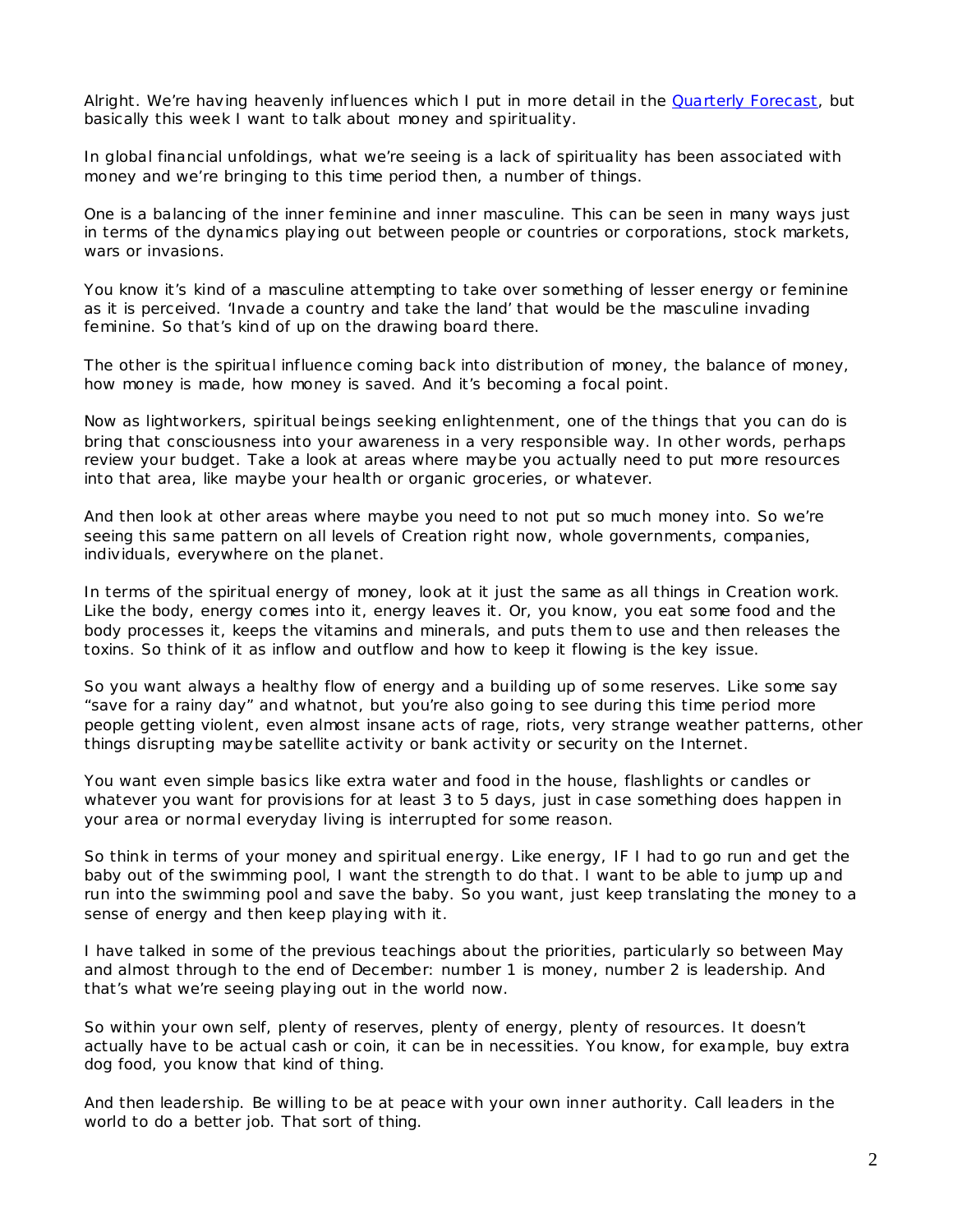Alright. We're having heavenly influences which I put in more detail in the Quarterly Forecast, but basically this week I want to talk about money and spirituality.

In global financial unfoldings, what we're seeing is a lack of spirituality has been associated with money and we're bringing to this time period then, a number of things.

One is a balancing of the inner feminine and inner masculine. This can be seen in many ways just in terms of the dynamics playing out between people or countries or corporations, stock markets, wars or invasions.

You know it's kind of a masculine attempting to take over something of lesser energy or feminine as it is perceived. 'Invade a country and take the land' that would be the masculine invading feminine. So that's kind of up on the drawing board there.

The other is the spiritual influence coming back into distribution of money, the balance of money, how money is made, how money is saved. And it's becoming a focal point.

Now as lightworkers, spiritual beings seeking enlightenment, one of the things that you can do is bring that consciousness into your awareness in a very responsible way. In other words, perhaps review your budget. Take a look at areas where maybe you actually need to put more resources into that area, like maybe your health or organic groceries, or whatever.

And then look at other areas where maybe you need to not put so much money into. So we're seeing this same pattern on all levels of Creation right now, whole governments, companies, individuals, everywhere on the planet.

In terms of the spiritual energy of money, look at it just the same as all things in Creation work. Like the body, energy comes into it, energy leaves it. Or, you know, you eat some food and the body processes it, keeps the vitamins and minerals, and puts them to use and then releases the toxins. So think of it as inflow and outflow and how to keep it flowing is the key issue.

So you want always a healthy flow of energy and a building up of some reserves. Like some say "save for a rainy day" and whatnot, but you're also going to see during this time period more people getting violent, even almost insane acts of rage, riots, very strange weather patterns, other things disrupting maybe satellite activity or bank activity or security on the Internet.

You want even simple basics like extra water and food in the house, flashlights or candles or whatever you want for provisions for at least 3 to 5 days, just in case something does happen in your area or normal everyday living is interrupted for some reason.

So think in terms of your money and spiritual energy. Like energy, IF I had to go run and get the baby out of the swimming pool, I want the strength to do that. I want to be able to jump up and run into the swimming pool and save the baby. So you want, just keep translating the money to a sense of energy and then keep playing with it.

I have talked in some of the previous teachings about the priorities, particularly so between May and almost through to the end of December: number 1 is money, number 2 is leadership. And that's what we're seeing playing out in the world now.

So within your own self, plenty of reserves, plenty of energy, plenty of resources. It doesn't actually have to be actual cash or coin, it can be in necessities. You know, for example, buy extra dog food, you know that kind of thing.

And then leadership. Be willing to be at peace with your own inner authority. Call leaders in the world to do a better job. That sort of thing.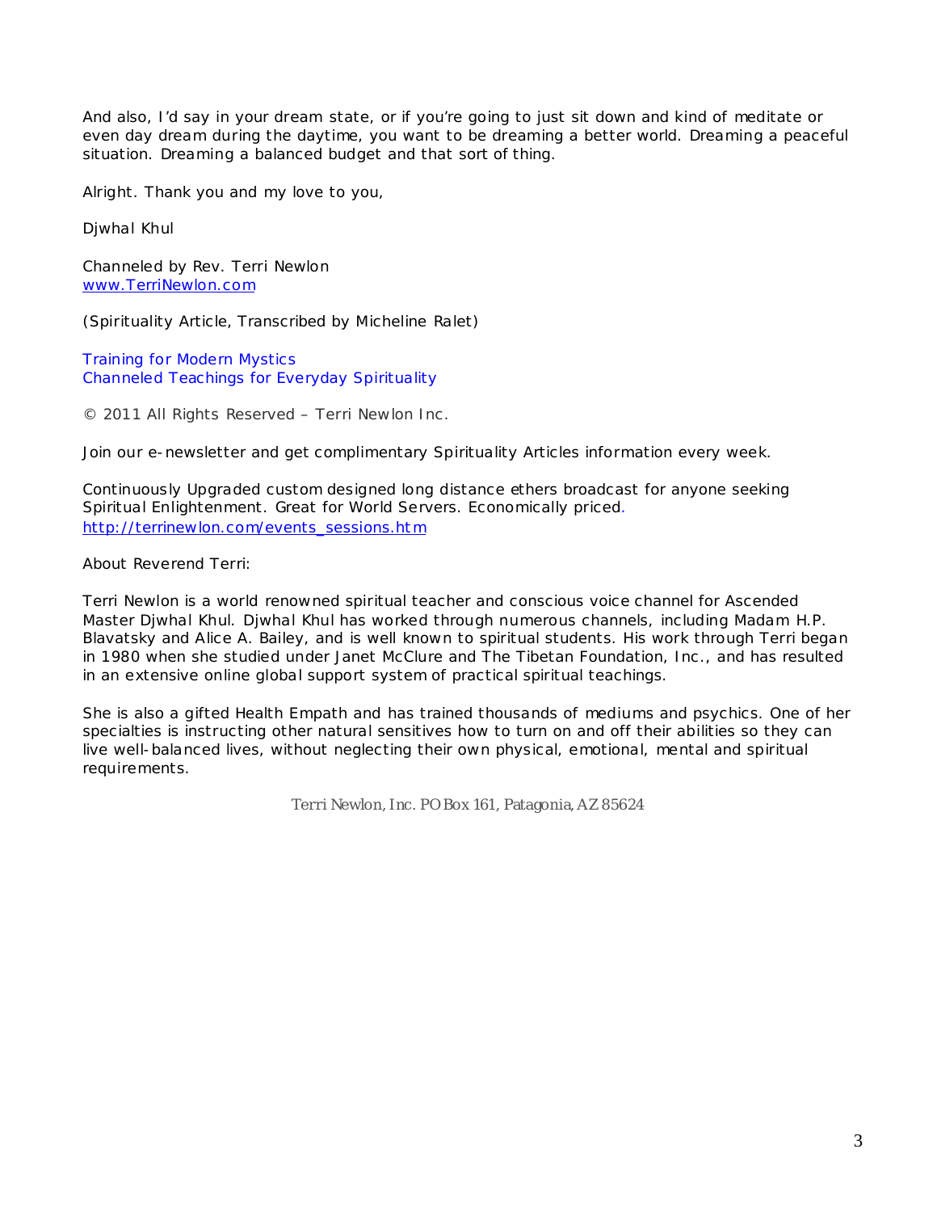And also, I'd say in your dream state, or if you're going to just sit down and kind of meditate or even day dream during the daytime, you want to be dreaming a better world. Dreaming a peaceful situation. Dreaming a balanced budget and that sort of thing.

Alright. Thank you and my love to you,

Djwhal Khul

Channeled by Rev. Terri Newlon
www.TerriNewlon.com

(Spirituality Article, Transcribed by Micheline Ralet)

Training for Modern Mystics
Channeled Teachings for Everyday Spirituality

© 2011 All Rights Reserved – Terri Newlon Inc.

Join our e-newsletter and get complimentary Spirituality Articles information every week.

Continuously Upgraded custom designed long distance ethers broadcast for anyone seeking Spiritual Enlightenment. Great for World Servers. Economically priced.
http://terrinewlon.com/events_sessions.htm

About Reverend Terri:

Terri Newlon is a world renowned spiritual teacher and conscious voice channel for Ascended Master Djwhal Khul. Djwhal Khul has worked through numerous channels, including Madam H.P. Blavatsky and Alice A. Bailey, and is well known to spiritual students. His work through Terri began in 1980 when she studied under Janet McClure and The Tibetan Foundation, Inc., and has resulted in an extensive online global support system of practical spiritual teachings.

She is also a gifted Health Empath and has trained thousands of mediums and psychics. One of her specialties is instructing other natural sensitives how to turn on and off their abilities so they can live well-balanced lives, without neglecting their own physical, emotional, mental and spiritual requirements.

Terri Newlon, Inc. PO Box 161, Patagonia, AZ 85624